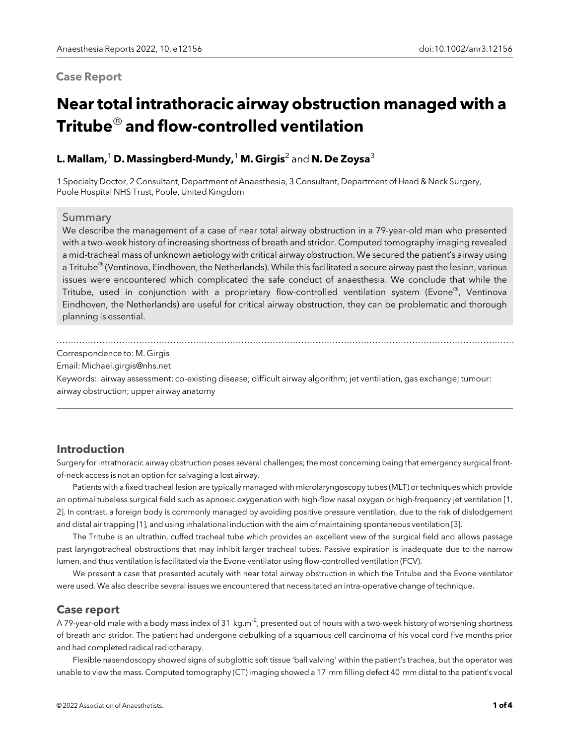**Case Report**

# Near total intrathoracic airway obstruction managed with a Tritube® and flow-controlled ventilation

**L. Mallam,**[1] **D. Massingberd-Mundy,**[1] **M. Girgis**[2] and **N. De Zoysa**[3]

1 Specialty Doctor, 2 Consultant, Department of Anaesthesia, 3 Consultant, Department of Head & Neck Surgery, Poole Hospital NHS Trust, Poole, United Kingdom

## Summary

We describe the management of a case of near total airway obstruction in a 79-year-old man who presented with a two-week history of increasing shortness of breath and stridor. Computed tomography imaging revealed a mid-tracheal mass of unknown aetiology with critical airway obstruction. We secured the patient's airway using a Tritube® (Ventinova, Eindhoven, the Netherlands). While this facilitated a secure airway past the lesion, various issues were encountered which complicated the safe conduct of anaesthesia. We conclude that while the Tritube, used in conjunction with a proprietary flow-controlled ventilation system (Evone®, Ventinova Eindhoven, the Netherlands) are useful for critical airway obstruction, they can be problematic and thorough planning is essential.

Correspondence to: M. Girgis

Email: Michael.girgis@nhs.net

Keywords: airway assessment: co-existing disease; difficult airway algorithm; jet ventilation, gas exchange; tumour: airway obstruction; upper airway anatomy

## Introduction

Surgery for intrathoracic airway obstruction poses several challenges; the most concerning being that emergency surgical front-of-neck access is not an option for salvaging a lost airway.

Patients with a fixed tracheal lesion are typically managed with microlaryngoscopy tubes (MLT) or techniques which provide an optimal tubeless surgical field such as apnoeic oxygenation with high-flow nasal oxygen or high-frequency jet ventilation [1, 2]. In contrast, a foreign body is commonly managed by avoiding positive pressure ventilation, due to the risk of dislodgement and distal air trapping [1], and using inhalational induction with the aim of maintaining spontaneous ventilation [3].

The Tritube is an ultrathin, cuffed tracheal tube which provides an excellent view of the surgical field and allows passage past laryngotracheal obstructions that may inhibit larger tracheal tubes. Passive expiration is inadequate due to the narrow lumen, and thus ventilation is facilitated via the Evone ventilator using flow-controlled ventilation (FCV).

We present a case that presented acutely with near total airway obstruction in which the Tritube and the Evone ventilator were used. We also describe several issues we encountered that necessitated an intra-operative change of technique.

## Case report

A 79-year-old male with a body mass index of 31 $kg.m^{-2}$, presented out of hours with a two-week history of worsening shortness of breath and stridor. The patient had undergone debulking of a squamous cell carcinoma of his vocal cord five months prior and had completed radical radiotherapy.

Flexible nasendoscopy showed signs of subglottic soft tissue 'ball valving' within the patient's trachea, but the operator was unable to view the mass. Computed tomography (CT) imaging showed a 17 mm filling defect 40 mm distal to the patient's vocal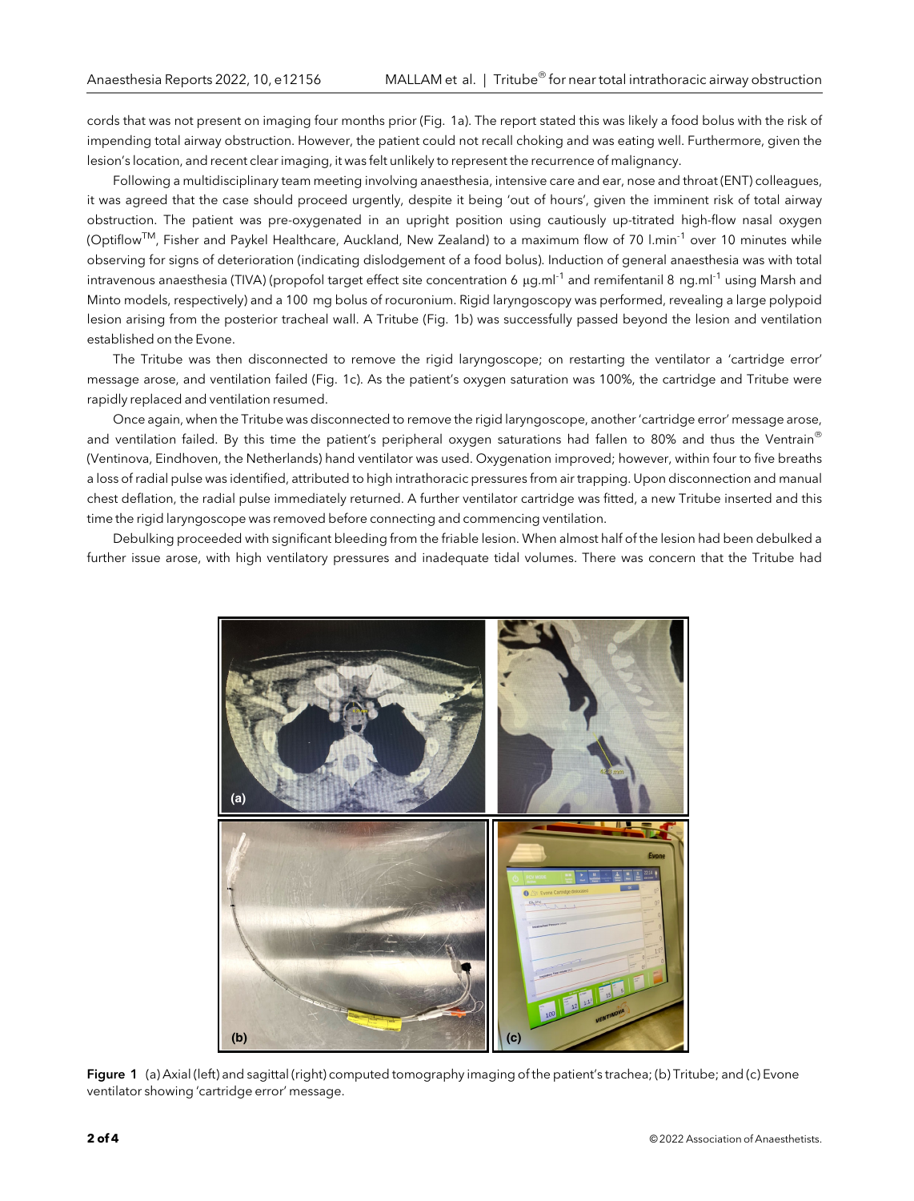cords that was not present on imaging four months prior (Fig. 1a). The report stated this was likely a food bolus with the risk of impending total airway obstruction. However, the patient could not recall choking and was eating well. Furthermore, given the lesion's location, and recent clear imaging, it was felt unlikely to represent the recurrence of malignancy.

Following a multidisciplinary team meeting involving anaesthesia, intensive care and ear, nose and throat (ENT) colleagues, it was agreed that the case should proceed urgently, despite it being 'out of hours', given the imminent risk of total airway obstruction. The patient was pre-oxygenated in an upright position using cautiously up-titrated high-flow nasal oxygen (Optiflow™, Fisher and Paykel Healthcare, Auckland, New Zealand) to a maximum flow of 70 $l.min^{-1}$ over 10 minutes while observing for signs of deterioration (indicating dislodgement of a food bolus). Induction of general anaesthesia was with total intravenous anaesthesia (TIVA) (propofol target effect site concentration 6 $\mu g.ml^{-1}$ and remifentanil 8 $ng.ml^{-1}$ using Marsh and Minto models, respectively) and a 100 mg bolus of rocuronium. Rigid laryngoscopy was performed, revealing a large polypoid lesion arising from the posterior tracheal wall. A Tritube (Fig. 1b) was successfully passed beyond the lesion and ventilation established on the Evone.

The Tritube was then disconnected to remove the rigid laryngoscope; on restarting the ventilator a 'cartridge error' message arose, and ventilation failed (Fig. 1c). As the patient's oxygen saturation was 100%, the cartridge and Tritube were rapidly replaced and ventilation resumed.

Once again, when the Tritube was disconnected to remove the rigid laryngoscope, another 'cartridge error' message arose, and ventilation failed. By this time the patient's peripheral oxygen saturations had fallen to 80% and thus the Ventrain® (Ventinova, Eindhoven, the Netherlands) hand ventilator was used. Oxygenation improved; however, within four to five breaths a loss of radial pulse was identified, attributed to high intrathoracic pressures from air trapping. Upon disconnection and manual chest deflation, the radial pulse immediately returned. A further ventilator cartridge was fitted, a new Tritube inserted and this time the rigid laryngoscope was removed before connecting and commencing ventilation.

Debulking proceeded with significant bleeding from the friable lesion. When almost half of the lesion had been debulked a further issue arose, with high ventilatory pressures and inadequate tidal volumes. There was concern that the Tritube had

**Figure 1** (a) Axial (left) and sagittal (right) computed tomography imaging of the patient's trachea; (b) Tritube; and (c) Evone ventilator showing 'cartridge error' message.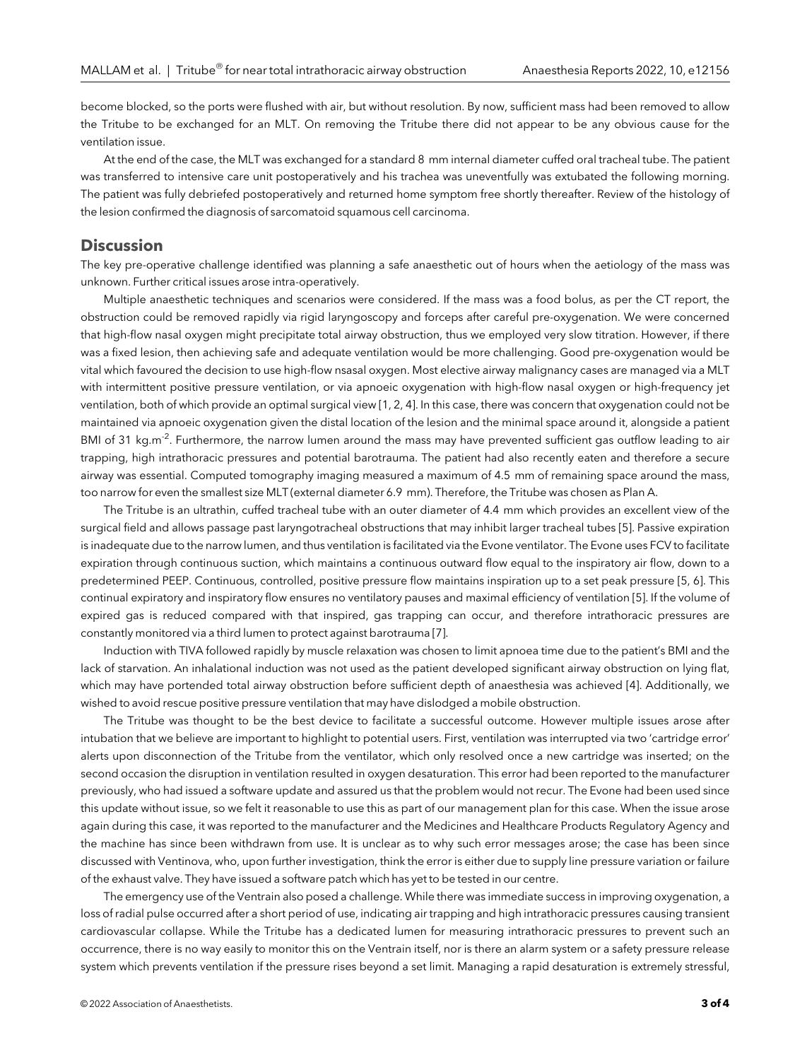become blocked, so the ports were flushed with air, but without resolution. By now, sufficient mass had been removed to allow the Tritube to be exchanged for an MLT. On removing the Tritube there did not appear to be any obvious cause for the ventilation issue.

At the end of the case, the MLT was exchanged for a standard 8 mm internal diameter cuffed oral tracheal tube. The patient was transferred to intensive care unit postoperatively and his trachea was uneventfully was extubated the following morning. The patient was fully debriefed postoperatively and returned home symptom free shortly thereafter. Review of the histology of the lesion confirmed the diagnosis of sarcomatoid squamous cell carcinoma.

## Discussion

The key pre-operative challenge identified was planning a safe anaesthetic out of hours when the aetiology of the mass was unknown. Further critical issues arose intra-operatively.

Multiple anaesthetic techniques and scenarios were considered. If the mass was a food bolus, as per the CT report, the obstruction could be removed rapidly via rigid laryngoscopy and forceps after careful pre-oxygenation. We were concerned that high-flow nasal oxygen might precipitate total airway obstruction, thus we employed very slow titration. However, if there was a fixed lesion, then achieving safe and adequate ventilation would be more challenging. Good pre-oxygenation would be vital which favoured the decision to use high-flow nsasal oxygen. Most elective airway malignancy cases are managed via a MLT with intermittent positive pressure ventilation, or via apnoeic oxygenation with high-flow nasal oxygen or high-frequency jet ventilation, both of which provide an optimal surgical view [1, 2, 4]. In this case, there was concern that oxygenation could not be maintained via apnoeic oxygenation given the distal location of the lesion and the minimal space around it, alongside a patient BMI of 31 kg.m$^{-2}$. Furthermore, the narrow lumen around the mass may have prevented sufficient gas outflow leading to air trapping, high intrathoracic pressures and potential barotrauma. The patient had also recently eaten and therefore a secure airway was essential. Computed tomography imaging measured a maximum of 4.5 mm of remaining space around the mass, too narrow for even the smallest size MLT (external diameter 6.9 mm). Therefore, the Tritube was chosen as Plan A.

The Tritube is an ultrathin, cuffed tracheal tube with an outer diameter of 4.4 mm which provides an excellent view of the surgical field and allows passage past laryngotracheal obstructions that may inhibit larger tracheal tubes [5]. Passive expiration is inadequate due to the narrow lumen, and thus ventilation is facilitated via the Evone ventilator. The Evone uses FCV to facilitate expiration through continuous suction, which maintains a continuous outward flow equal to the inspiratory air flow, down to a predetermined PEEP. Continuous, controlled, positive pressure flow maintains inspiration up to a set peak pressure [5, 6]. This continual expiratory and inspiratory flow ensures no ventilatory pauses and maximal efficiency of ventilation [5]. If the volume of expired gas is reduced compared with that inspired, gas trapping can occur, and therefore intrathoracic pressures are constantly monitored via a third lumen to protect against barotrauma [7].

Induction with TIVA followed rapidly by muscle relaxation was chosen to limit apnoea time due to the patient's BMI and the lack of starvation. An inhalational induction was not used as the patient developed significant airway obstruction on lying flat, which may have portended total airway obstruction before sufficient depth of anaesthesia was achieved [4]. Additionally, we wished to avoid rescue positive pressure ventilation that may have dislodged a mobile obstruction.

The Tritube was thought to be the best device to facilitate a successful outcome. However multiple issues arose after intubation that we believe are important to highlight to potential users. First, ventilation was interrupted via two 'cartridge error' alerts upon disconnection of the Tritube from the ventilator, which only resolved once a new cartridge was inserted; on the second occasion the disruption in ventilation resulted in oxygen desaturation. This error had been reported to the manufacturer previously, who had issued a software update and assured us that the problem would not recur. The Evone had been used since this update without issue, so we felt it reasonable to use this as part of our management plan for this case. When the issue arose again during this case, it was reported to the manufacturer and the Medicines and Healthcare Products Regulatory Agency and the machine has since been withdrawn from use. It is unclear as to why such error messages arose; the case has been since discussed with Ventinova, who, upon further investigation, think the error is either due to supply line pressure variation or failure of the exhaust valve. They have issued a software patch which has yet to be tested in our centre.

The emergency use of the Ventrain also posed a challenge. While there was immediate success in improving oxygenation, a loss of radial pulse occurred after a short period of use, indicating air trapping and high intrathoracic pressures causing transient cardiovascular collapse. While the Tritube has a dedicated lumen for measuring intrathoracic pressures to prevent such an occurrence, there is no way easily to monitor this on the Ventrain itself, nor is there an alarm system or a safety pressure release system which prevents ventilation if the pressure rises beyond a set limit. Managing a rapid desaturation is extremely stressful,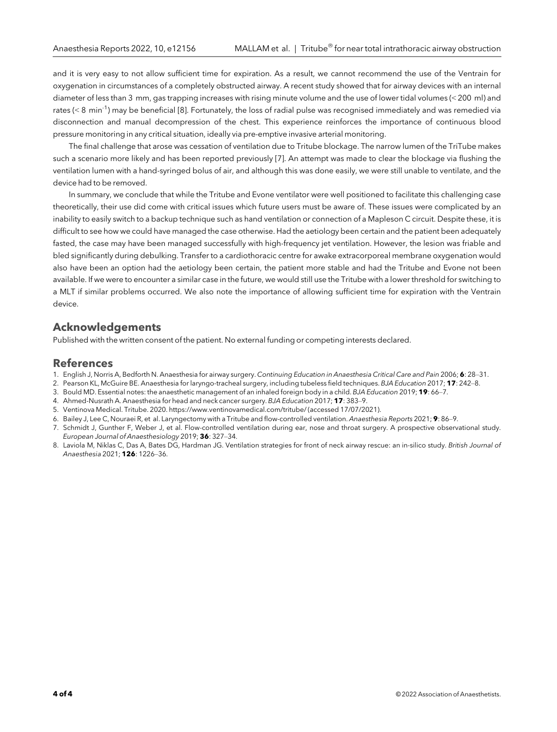and it is very easy to not allow sufficient time for expiration. As a result, we cannot recommend the use of the Ventrain for oxygenation in circumstances of a completely obstructed airway. A recent study showed that for airway devices with an internal diameter of less than 3 mm, gas trapping increases with rising minute volume and the use of lower tidal volumes (< 200 ml) and rates (< 8 $min^{-1}$) may be beneficial [8]. Fortunately, the loss of radial pulse was recognised immediately and was remedied via disconnection and manual decompression of the chest. This experience reinforces the importance of continuous blood pressure monitoring in any critical situation, ideally via pre-emptive invasive arterial monitoring.

The final challenge that arose was cessation of ventilation due to Tritube blockage. The narrow lumen of the TriTube makes such a scenario more likely and has been reported previously [7]. An attempt was made to clear the blockage via flushing the ventilation lumen with a hand-syringed bolus of air, and although this was done easily, we were still unable to ventilate, and the device had to be removed.

In summary, we conclude that while the Tritube and Evone ventilator were well positioned to facilitate this challenging case theoretically, their use did come with critical issues which future users must be aware of. These issues were complicated by an inability to easily switch to a backup technique such as hand ventilation or connection of a Mapleson C circuit. Despite these, it is difficult to see how we could have managed the case otherwise. Had the aetiology been certain and the patient been adequately fasted, the case may have been managed successfully with high-frequency jet ventilation. However, the lesion was friable and bled significantly during debulking. Transfer to a cardiothoracic centre for awake extracorporeal membrane oxygenation would also have been an option had the aetiology been certain, the patient more stable and had the Tritube and Evone not been available. If we were to encounter a similar case in the future, we would still use the Tritube with a lower threshold for switching to a MLT if similar problems occurred. We also note the importance of allowing sufficient time for expiration with the Ventrain device.

## Acknowledgements

Published with the written consent of the patient. No external funding or competing interests declared.

## References

1. English J, Norris A, Bedforth N. Anaesthesia for airway surgery. *Continuing Education in Anaesthesia Critical Care and Pain* 2006; **6**: 28–31.
2. Pearson KL, McGuire BE. Anaesthesia for laryngo-tracheal surgery, including tubeless field techniques. *BJA Education* 2017; **17**: 242–8.
3. Bould MD. Essential notes: the anaesthetic management of an inhaled foreign body in a child. *BJA Education* 2019; **19**: 66–7.
4. Ahmed-Nusrath A. Anaesthesia for head and neck cancer surgery. *BJA Education* 2017; **17**: 383–9.
5. Ventinova Medical. Tritube. 2020. https://www.ventinovamedical.com/tritube/ (accessed 17/07/2021).
6. Bailey J, Lee C, Nouraei R, et al. Laryngectomy with a Tritube and flow-controlled ventilation. *Anaesthesia Reports* 2021; **9**: 86–9.
7. Schmidt J, Gunther F, Weber J, et al. Flow-controlled ventilation during ear, nose and throat surgery. A prospective observational study. *European Journal of Anaesthesiology* 2019; **36**: 327–34.
8. Laviola M, Niklas C, Das A, Bates DG, Hardman JG. Ventilation strategies for front of neck airway rescue: an in-silico study. *British Journal of Anaesthesia* 2021; **126**: 1226–36.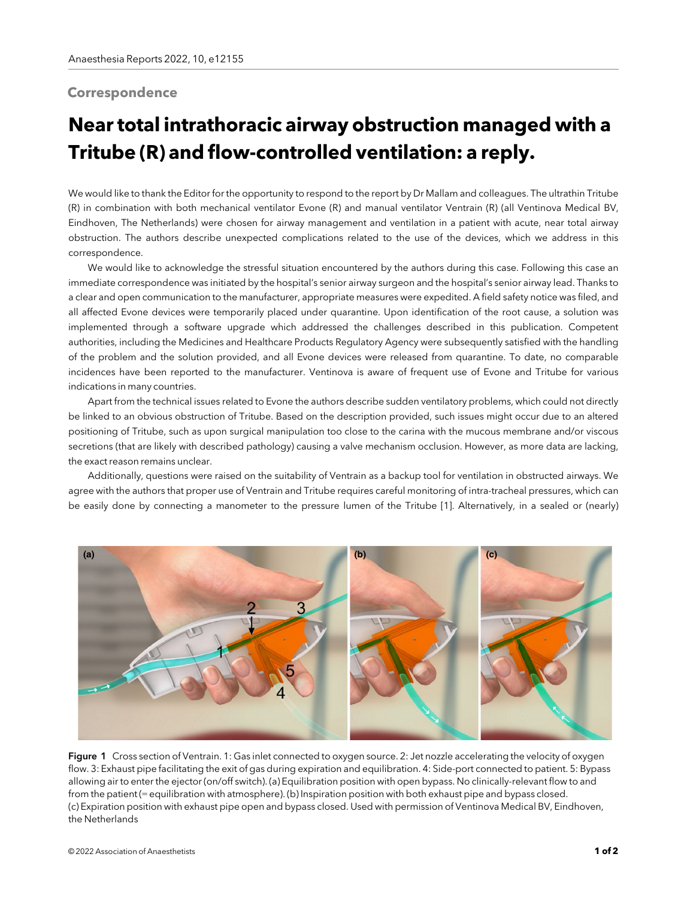## Correspondence

# Near total intrathoracic airway obstruction managed with a Tritube (R) and flow-controlled ventilation: a reply.

We would like to thank the Editor for the opportunity to respond to the report by Dr Mallam and colleagues. The ultrathin Tritube (R) in combination with both mechanical ventilator Evone (R) and manual ventilator Ventrain (R) (all Ventinova Medical BV, Eindhoven, The Netherlands) were chosen for airway management and ventilation in a patient with acute, near total airway obstruction. The authors describe unexpected complications related to the use of the devices, which we address in this correspondence.

We would like to acknowledge the stressful situation encountered by the authors during this case. Following this case an immediate correspondence was initiated by the hospital's senior airway surgeon and the hospital's senior airway lead. Thanks to a clear and open communication to the manufacturer, appropriate measures were expedited. A field safety notice was filed, and all affected Evone devices were temporarily placed under quarantine. Upon identification of the root cause, a solution was implemented through a software upgrade which addressed the challenges described in this publication. Competent authorities, including the Medicines and Healthcare Products Regulatory Agency were subsequently satisfied with the handling of the problem and the solution provided, and all Evone devices were released from quarantine. To date, no comparable incidences have been reported to the manufacturer. Ventinova is aware of frequent use of Evone and Tritube for various indications in many countries.

Apart from the technical issues related to Evone the authors describe sudden ventilatory problems, which could not directly be linked to an obvious obstruction of Tritube. Based on the description provided, such issues might occur due to an altered positioning of Tritube, such as upon surgical manipulation too close to the carina with the mucous membrane and/or viscous secretions (that are likely with described pathology) causing a valve mechanism occlusion. However, as more data are lacking, the exact reason remains unclear.

Additionally, questions were raised on the suitability of Ventrain as a backup tool for ventilation in obstructed airways. We agree with the authors that proper use of Ventrain and Tritube requires careful monitoring of intra-tracheal pressures, which can be easily done by connecting a manometer to the pressure lumen of the Tritube [1]. Alternatively, in a sealed or (nearly)

Figure 1 Cross section of Ventrain. 1: Gas inlet connected to oxygen source. 2: Jet nozzle accelerating the velocity of oxygen flow. 3: Exhaust pipe facilitating the exit of gas during expiration and equilibration. 4: Side-port connected to patient. 5: Bypass allowing air to enter the ejector (on/off switch). (a) Equilibration position with open bypass. No clinically-relevant flow to and from the patient (= equilibration with atmosphere). (b) Inspiration position with both exhaust pipe and bypass closed. (c) Expiration position with exhaust pipe open and bypass closed. Used with permission of Ventinova Medical BV, Eindhoven, the Netherlands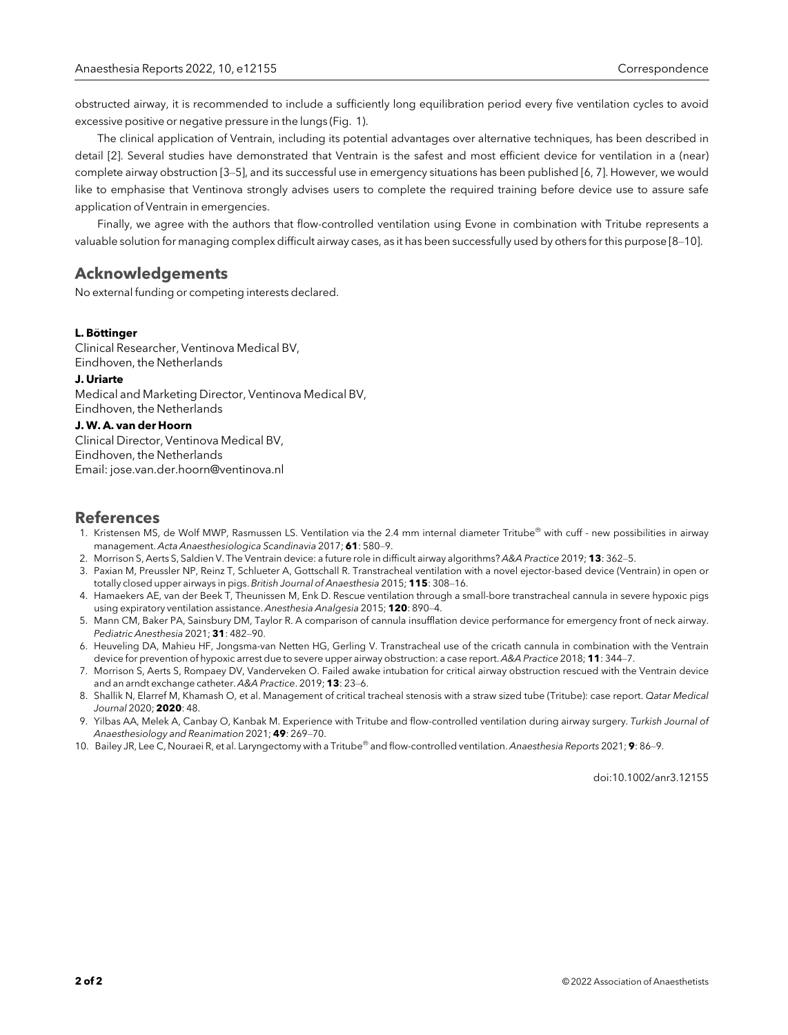obstructed airway, it is recommended to include a sufficiently long equilibration period every five ventilation cycles to avoid excessive positive or negative pressure in the lungs (Fig. 1).

The clinical application of Ventrain, including its potential advantages over alternative techniques, has been described in detail [2]. Several studies have demonstrated that Ventrain is the safest and most efficient device for ventilation in a (near) complete airway obstruction [3–5], and its successful use in emergency situations has been published [6, 7]. However, we would like to emphasise that Ventinova strongly advises users to complete the required training before device use to assure safe application of Ventrain in emergencies.

Finally, we agree with the authors that flow-controlled ventilation using Evone in combination with Tritube represents a valuable solution for managing complex difficult airway cases, as it has been successfully used by others for this purpose [8–10].

## Acknowledgements

No external funding or competing interests declared.

**L. Böttinger**
Clinical Researcher, Ventinova Medical BV,
Eindhoven, the Netherlands

**J. Uriarte**
Medical and Marketing Director, Ventinova Medical BV,
Eindhoven, the Netherlands

**J. W. A. van der Hoorn**
Clinical Director, Ventinova Medical BV,
Eindhoven, the Netherlands
Email: jose.van.der.hoorn@ventinova.nl

## References

1. Kristensen MS, de Wolf MWP, Rasmussen LS. Ventilation via the 2.4 mm internal diameter Tritube® with cuff - new possibilities in airway management. *Acta Anaesthesiologica Scandinavia* 2017; **61**: 580–9.
2. Morrison S, Aerts S, Saldien V. The Ventrain device: a future role in difficult airway algorithms? *A&A Practice* 2019; **13**: 362–5.
3. Paxian M, Preussler NP, Reinz T, Schlueter A, Gottschall R. Transtracheal ventilation with a novel ejector-based device (Ventrain) in open or totally closed upper airways in pigs. *British Journal of Anaesthesia* 2015; **115**: 308–16.
4. Hamaekers AE, van der Beek T, Theunissen M, Enk D. Rescue ventilation through a small-bore transtracheal cannula in severe hypoxic pigs using expiratory ventilation assistance. *Anesthesia Analgesia* 2015; **120**: 890–4.
5. Mann CM, Baker PA, Sainsbury DM, Taylor R. A comparison of cannula insufflation device performance for emergency front of neck airway. *Pediatric Anesthesia* 2021; **31**: 482–90.
6. Heuveling DA, Mahieu HF, Jongsma-van Netten HG, Gerling V. Transtracheal use of the cricath cannula in combination with the Ventrain device for prevention of hypoxic arrest due to severe upper airway obstruction: a case report. *A&A Practice* 2018; **11**: 344–7.
7. Morrison S, Aerts S, Rompaey DV, Vanderveken O. Failed awake intubation for critical airway obstruction rescued with the Ventrain device and an arndt exchange catheter. *A&A Practice*. 2019; **13**: 23–6.
8. Shallik N, Elarref M, Khamash O, et al. Management of critical tracheal stenosis with a straw sized tube (Tritube): case report. *Qatar Medical Journal* 2020; **2020**: 48.
9. Yilbas AA, Melek A, Canbay O, Kanbak M. Experience with Tritube and flow-controlled ventilation during airway surgery. *Turkish Journal of Anaesthesiology and Reanimation* 2021; **49**: 269–70.
10. Bailey JR, Lee C, Nouraei R, et al. Laryngectomy with a Tritube® and flow-controlled ventilation. *Anaesthesia Reports* 2021; **9**: 86–9.

doi:10.1002/anr3.12155